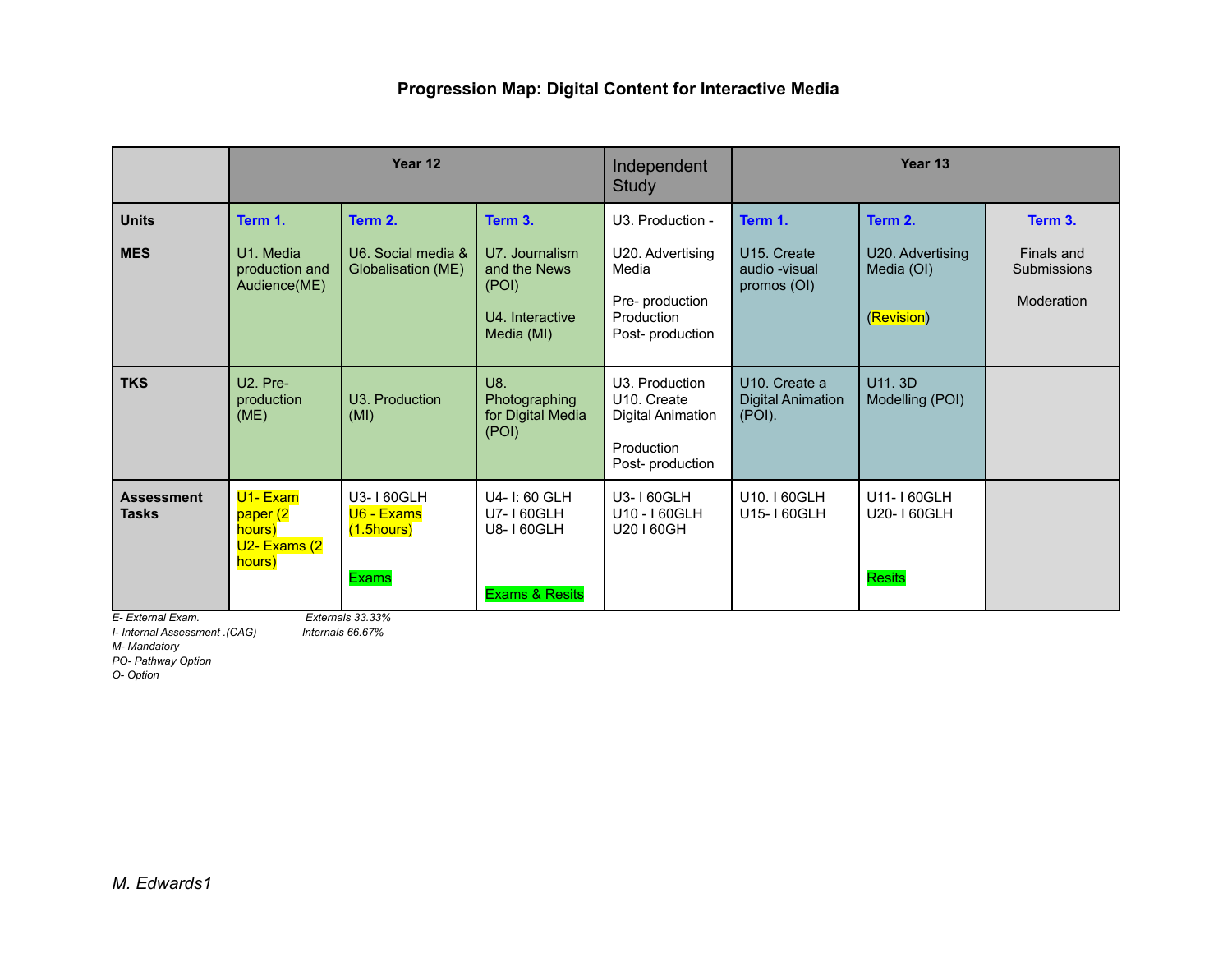# Progression Map: Digital Content for Interactive Media

| | Year 12 | | | Independent Study | Year 13 | | |
|---|---|---|---|---|---|---|---|
| **Units**<br><br>**MES** | **Term 1.**<br><br>U1. Media production and Audience(ME) | **Term 2.**<br><br>U6. Social media & Globalisation (ME) | **Term 3.**<br><br>U7. Journalism and the News (POI)<br><br>U4. Interactive Media (MI) | U3. Production -<br><br>U20. Advertising Media<br><br>Pre- production<br>Production<br>Post- production | **Term 1.**<br><br>U15. Create audio -visual promos (OI) | **Term 2.**<br><br>U20. Advertising Media (OI)<br><br>(Revision) | **Term 3.**<br><br>Finals and Submissions<br><br>Moderation |
| **TKS** | U2. Pre-production (ME) | U3. Production (MI) | U8. Photographing for Digital Media (POI) | U3. Production<br>U10. Create Digital Animation<br><br>Production<br>Post- production | U10. Create a Digital Animation (POI). | U11. 3D Modelling (POI) | |
| **Assessment Tasks** | U1- Exam paper (2 hours)<br>U2- Exams (2 hours) | U3- I 60GLH<br>U6 - Exams (1.5hours)<br><br>Exams | U4- I: 60 GLH<br>U7- I 60GLH<br>U8- I 60GLH<br><br>Exams & Resits | U3- I 60GLH<br>U10 - I 60GLH<br>U20 I 60GH | U10. I 60GLH<br>U15- I 60GLH | U11- I 60GLH<br>U20- I 60GLH<br><br>Resits | |

*E- External Exam.* *Externals 33.33%*
*I- Internal Assessment .(CAG)* *Internals 66.67%*
*M- Mandatory*
*PO- Pathway Option*
*O- Option*

*M. Edwards1*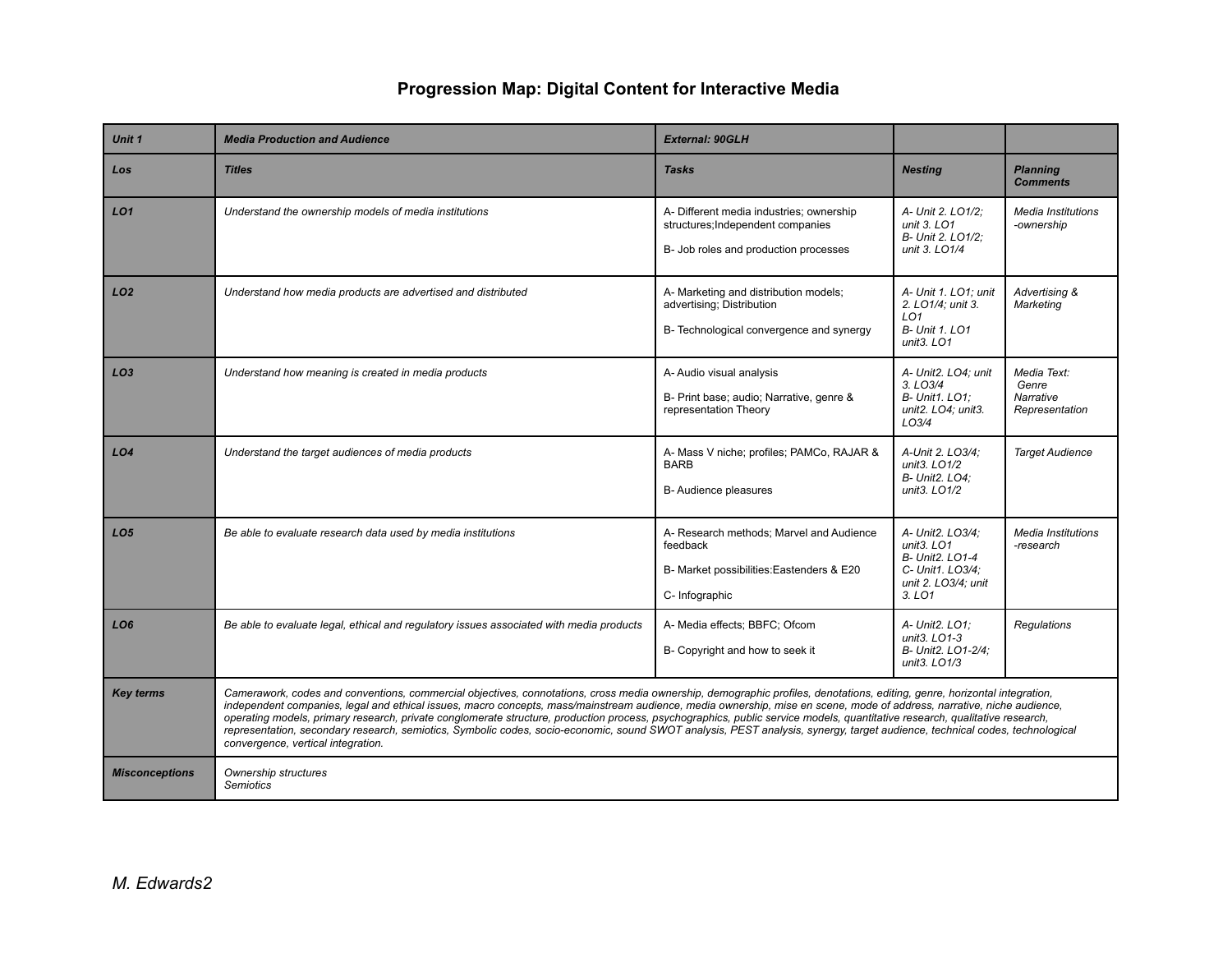# Progression Map: Digital Content for Interactive Media

| *Unit 1* | *Media Production and Audience* | *External: 90GLH* | | |
|---|---|---|---|---|
| ***Los*** | ***Titles*** | ***Tasks*** | ***Nesting*** | ***Planning Comments*** |
| ***LO1*** | *Understand the ownership models of media institutions* | A- Different media industries; ownership structures;Independent companies<br><br>B- Job roles and production processes | *A- Unit 2. LO1/2; unit 3. LO1*<br>*B- Unit 2. LO1/2; unit 3. LO1/4* | *Media Institutions -ownership* |
| ***LO2*** | *Understand how media products are advertised and distributed* | A- Marketing and distribution models; advertising; Distribution<br><br>B- Technological convergence and synergy | *A- Unit 1. LO1; unit 2. LO1/4; unit 3. LO1*<br>*B- Unit 1. LO1 unit3. LO1* | *Advertising & Marketing* |
| ***LO3*** | *Understand how meaning is created in media products* | A- Audio visual analysis<br><br>B- Print base; audio; Narrative, genre & representation Theory | *A- Unit2. LO4; unit 3. LO3/4*<br>*B- Unit1. LO1; unit2. LO4; unit3. LO3/4* | *Media Text: Genre Narrative Representation* |
| ***LO4*** | *Understand the target audiences of media products* | A- Mass V niche; profiles; PAMCo, RAJAR & BARB<br><br>B- Audience pleasures | *A-Unit 2. LO3/4; unit3. LO1/2*<br>*B- Unit2. LO4; unit3. LO1/2* | *Target Audience* |
| ***LO5*** | *Be able to evaluate research data used by media institutions* | A- Research methods; Marvel and Audience feedback<br><br>B- Market possibilities:Eastenders & E20<br><br>C- Infographic | *A- Unit2. LO3/4; unit3. LO1*<br>*B- Unit2. LO1-4*<br>*C- Unit1. LO3/4; unit 2. LO3/4; unit 3. LO1* | *Media Institutions -research* |
| ***LO6*** | *Be able to evaluate legal, ethical and regulatory issues associated with media products* | A- Media effects; BBFC; Ofcom<br><br>B- Copyright and how to seek it | *A- Unit2. LO1; unit3. LO1-3*<br>*B- Unit2. LO1-2/4; unit3. LO1/3* | *Regulations* |
| ***Key terms*** | *Camerawork, codes and conventions, commercial objectives, connotations, cross media ownership, demographic profiles, denotations, editing, genre, horizontal integration, independent companies, legal and ethical issues, macro concepts, mass/mainstream audience, media ownership, mise en scene, mode of address, narrative, niche audience, operating models, primary research, private conglomerate structure, production process, psychographics, public service models, quantitative research, qualitative research, representation, secondary research, semiotics, Symbolic codes, socio-economic, sound SWOT analysis, PEST analysis, synergy, target audience, technical codes, technological convergence, vertical integration.* | | | |
| ***Misconceptions*** | *Ownership structures*<br>*Semiotics* | | | |

*M. Edwards2*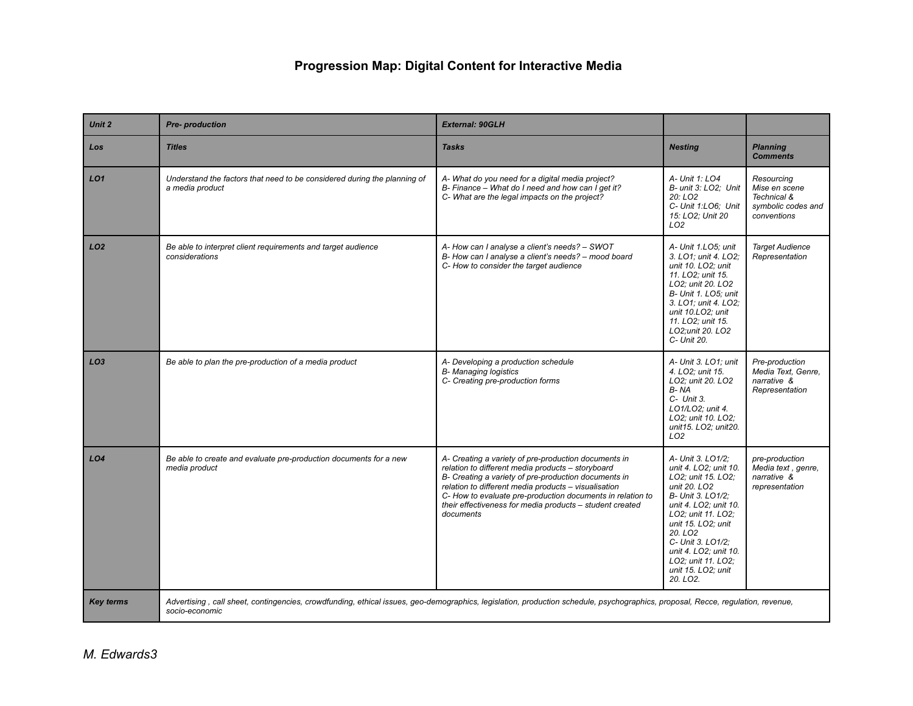# Progression Map: Digital Content for Interactive Media

| Unit 2 | Pre- production | External: 90GLH | | |
|---|---|---|---|---|
| Los | Titles | Tasks | Nesting | Planning Comments |
| LO1 | Understand the factors that need to be considered during the planning of a media product | A- What do you need for a digital media project?<br>B- Finance – What do I need and how can I get it?<br>C- What are the legal impacts on the project? | A- Unit 1: LO4<br>B- unit 3: LO2; Unit 20: LO2<br>C- Unit 1:LO6; Unit 15: LO2; Unit 20 LO2 | Resourcing<br>Mise en scene<br>Technical & symbolic codes and conventions |
| LO2 | Be able to interpret client requirements and target audience considerations | A- How can I analyse a client's needs? – SWOT<br>B- How can I analyse a client's needs? – mood board<br>C- How to consider the target audience | A- Unit 1.LO5; unit 3. LO1; unit 4. LO2; unit 10. LO2; unit 11. LO2; unit 15. LO2; unit 20. LO2<br>B- Unit 1. LO5; unit 3. LO1; unit 4. LO2; unit 10.LO2; unit 11. LO2; unit 15. LO2;unit 20. LO2<br>C- Unit 20. | Target Audience<br>Representation |
| LO3 | Be able to plan the pre-production of a media product | A- Developing a production schedule<br>B- Managing logistics<br>C- Creating pre-production forms | A- Unit 3. LO1; unit 4. LO2; unit 15. LO2; unit 20. LO2<br>B- NA<br>C- Unit 3. LO1/LO2; unit 4. LO2; unit 10. LO2; unit15. LO2; unit20. LO2 | Pre-production<br>Media Text, Genre, narrative & Representation |
| LO4 | Be able to create and evaluate pre-production documents for a new media product | A- Creating a variety of pre-production documents in relation to different media products – storyboard<br>B- Creating a variety of pre-production documents in relation to different media products – visualisation<br>C- How to evaluate pre-production documents in relation to their effectiveness for media products – student created documents | A- Unit 3. LO1/2; unit 4. LO2; unit 10. LO2; unit 15. LO2; unit 20. LO2<br>B- Unit 3. LO1/2; unit 4. LO2; unit 10. LO2; unit 11. LO2; unit 15. LO2; unit 20. LO2<br>C- Unit 3. LO1/2; unit 4. LO2; unit 10. LO2; unit 11. LO2; unit 15. LO2; unit 20. LO2. | pre-production<br>Media text , genre, narrative & representation |
| Key terms | Advertising , call sheet, contingencies, crowdfunding, ethical issues, geo-demographics, legislation, production schedule, psychographics, proposal, Recce, regulation, revenue, socio-economic | | | |

M. Edwards3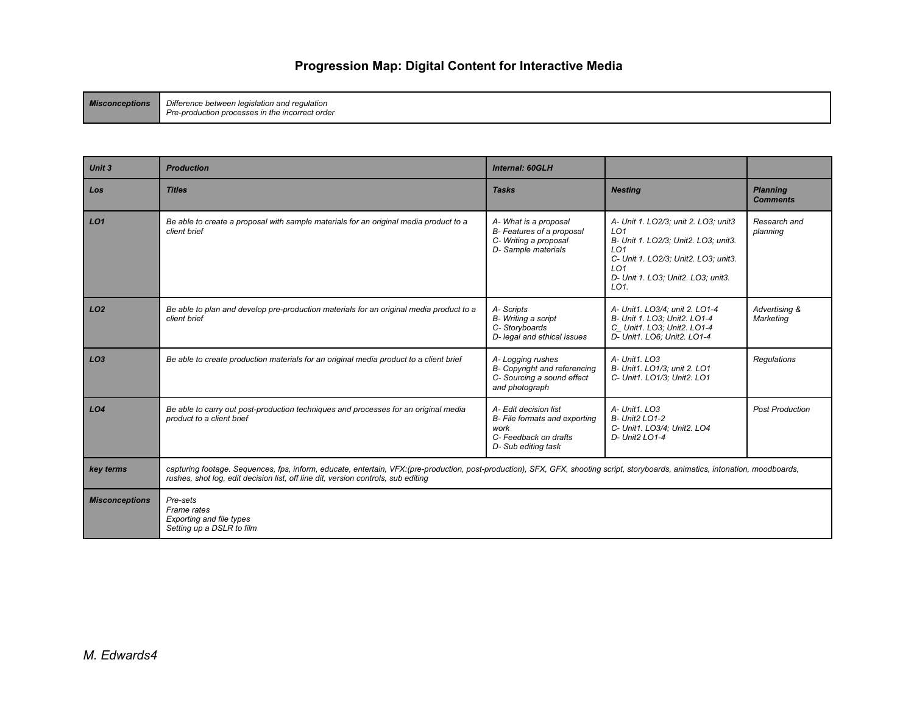# Progression Map: Digital Content for Interactive Media

| *Misconceptions* | *Difference between legislation and regulation*<br>*Pre-production processes in the incorrect order* |
|---|---|

| *Unit 3* | *Production* | *Internal: 60GLH* | | |
|---|---|---|---|---|
| *Los* | *Titles* | *Tasks* | *Nesting* | *Planning Comments* |
| *LO1* | *Be able to create a proposal with sample materials for an original media product to a client brief* | *A- What is a proposal*<br>*B- Features of a proposal*<br>*C- Writing a proposal*<br>*D- Sample materials* | *A- Unit 1. LO2/3; unit 2. LO3; unit3 LO1*<br>*B- Unit 1. LO2/3; Unit2. LO3; unit3. LO1*<br>*C- Unit 1. LO2/3; Unit2. LO3; unit3. LO1*<br>*D- Unit 1. LO3; Unit2. LO3; unit3. LO1.* | *Research and planning* |
| *LO2* | *Be able to plan and develop pre-production materials for an original media product to a client brief* | *A- Scripts*<br>*B- Writing a script*<br>*C- Storyboards*<br>*D- legal and ethical issues* | *A- Unit1. LO3/4; unit 2. LO1-4*<br>*B- Unit 1. LO3; Unit2. LO1-4*<br>*C_ Unit1. LO3; Unit2. LO1-4*<br>*D- Unit1. LO6; Unit2. LO1-4* | *Advertising & Marketing* |
| *LO3* | *Be able to create production materials for an original media product to a client brief* | *A- Logging rushes*<br>*B- Copyright and referencing*<br>*C- Sourcing a sound effect and photograph* | *A- Unit1. LO3*<br>*B- Unit1. LO1/3; unit 2. LO1*<br>*C- Unit1. LO1/3; Unit2. LO1* | *Regulations* |
| *LO4* | *Be able to carry out post-production techniques and processes for an original media product to a client brief* | *A- Edit decision list*<br>*B- File formats and exporting work*<br>*C- Feedback on drafts*<br>*D- Sub editing task* | *A- Unit1. LO3*<br>*B- Unit2 LO1-2*<br>*C- Unit1. LO3/4; Unit2. LO4*<br>*D- Unit2 LO1-4* | *Post Production* |
| *key terms* | *capturing footage. Sequences, fps, inform, educate, entertain, VFX:(pre-production, post-production), SFX, GFX, shooting script, storyboards, animatics, intonation, moodboards, rushes, shot log, edit decision list, off line dit, version controls, sub editing* | | | |
| *Misconceptions* | *Pre-sets*<br>*Frame rates*<br>*Exporting and file types*<br>*Setting up a DSLR to film* | | | |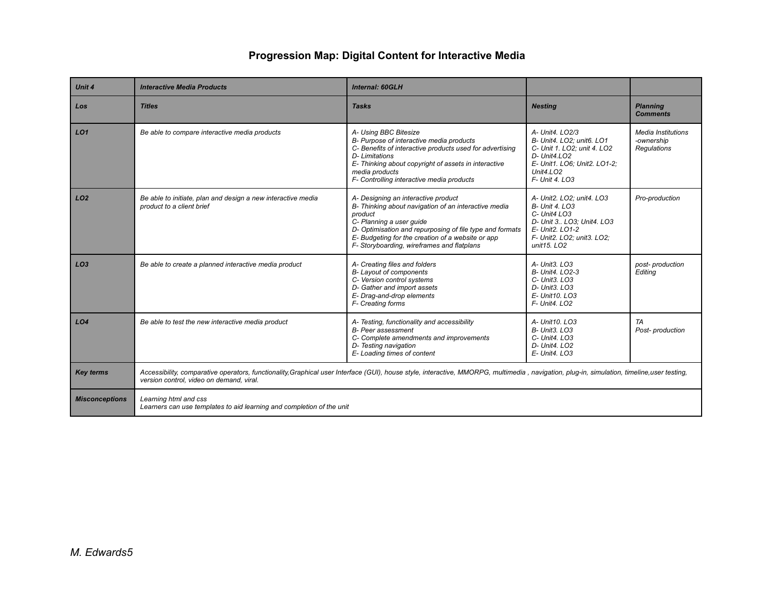# Progression Map: Digital Content for Interactive Media

| *Unit 4* | *Interactive Media Products* | *Internal: 60GLH* | | |
|---|---|---|---|---|
| ***Los*** | ***Titles*** | ***Tasks*** | ***Nesting*** | ***Planning Comments*** |
| ***LO1*** | *Be able to compare interactive media products* | *A- Using BBC Bitesize*<br>*B- Purpose of interactive media products*<br>*C- Benefits of interactive products used for advertising*<br>*D- Limitations*<br>*E- Thinking about copyright of assets in interactive media products*<br>*F- Controlling interactive media products* | *A- Unit4. LO2/3*<br>*B- Unit4. LO2; unit6. LO1*<br>*C- Unit 1. LO2; unit 4. LO2*<br>*D- Unit4.LO2*<br>*E- Unit1. LO6; Unit2. LO1-2; Unit4.LO2*<br>*F- Unit 4. LO3* | *Media Institutions*<br>*-ownership*<br>*Regulations* |
| ***LO2*** | *Be able to initiate, plan and design a new interactive media product to a client brief* | *A- Designing an interactive product*<br>*B- Thinking about navigation of an interactive media product*<br>*C- Planning a user guide*<br>*D- Optimisation and repurposing of file type and formats*<br>*E- Budgeting for the creation of a website or app*<br>*F- Storyboarding, wireframes and flatplans* | *A- Unit2. LO2; unit4. LO3*<br>*B- Unit 4. LO3*<br>*C- Unit4 LO3*<br>*D- Unit 3.. LO3; Unit4. LO3*<br>*E- Unit2. LO1-2*<br>*F- Unit2. LO2; unit3. LO2; unit15. LO2* | *Pro-production* |
| ***LO3*** | *Be able to create a planned interactive media product* | *A- Creating files and folders*<br>*B- Layout of components*<br>*C- Version control systems*<br>*D- Gather and import assets*<br>*E- Drag-and-drop elements*<br>*F- Creating forms* | *A- Unit3. LO3*<br>*B- Unit4. LO2-3*<br>*C- Unit3. LO3*<br>*D- Unit3. LO3*<br>*E- Unit10. LO3*<br>*F- Unit4. LO2* | *post- production*<br>*Editing* |
| ***LO4*** | *Be able to test the new interactive media product* | *A- Testing, functionality and accessibility*<br>*B- Peer assessment*<br>*C- Complete amendments and improvements*<br>*D- Testing navigation*<br>*E- Loading times of content* | *A- Unit10. LO3*<br>*B- Unit3. LO3*<br>*C- Unit4. LO3*<br>*D- Unit4. LO2*<br>*E- Unit4. LO3* | *TA*<br>*Post- production* |
| ***Key terms*** | *Accessibility, comparative operators, functionality,Graphical user Interface (GUI), house style, interactive, MMORPG, multimedia , navigation, plug-in, simulation, timeline,user testing, version control, video on demand, viral.* | | | |
| ***Misconceptions*** | *Learning html and css*<br>*Learners can use templates to aid learning and completion of the unit* | | | |

*M. Edwards*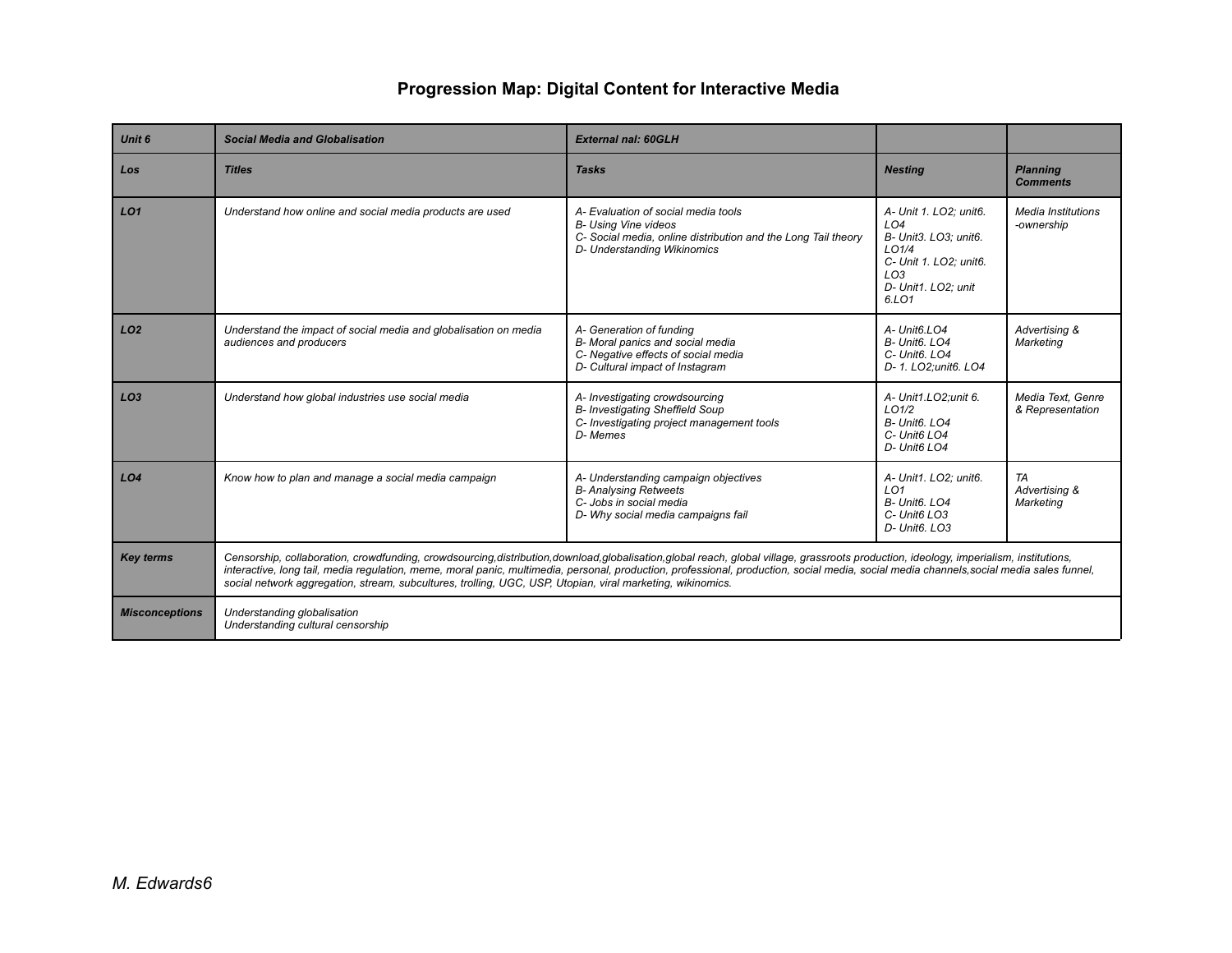# Progression Map: Digital Content for Interactive Media

| *Unit 6* | *Social Media and Globalisation* | *External nal: 60GLH* | | |
|---|---|---|---|---|
| ***Los*** | ***Titles*** | ***Tasks*** | ***Nesting*** | ***Planning Comments*** |
| ***LO1*** | *Understand how online and social media products are used* | *A- Evaluation of social media tools*<br>*B- Using Vine videos*<br>*C- Social media, online distribution and the Long Tail theory*<br>*D- Understanding Wikinomics* | *A- Unit 1. LO2; unit6. LO4*<br>*B- Unit3. LO3; unit6. LO1/4*<br>*C- Unit 1. LO2; unit6. LO3*<br>*D- Unit1. LO2; unit 6.LO1* | *Media Institutions -ownership* |
| ***LO2*** | *Understand the impact of social media and globalisation on media audiences and producers* | *A- Generation of funding*<br>*B- Moral panics and social media*<br>*C- Negative effects of social media*<br>*D- Cultural impact of Instagram* | *A- Unit6.LO4*<br>*B- Unit6. LO4*<br>*C- Unit6. LO4*<br>*D- 1. LO2;unit6. LO4* | *Advertising & Marketing* |
| ***LO3*** | *Understand how global industries use social media* | *A- Investigating crowdsourcing*<br>*B- Investigating Sheffield Soup*<br>*C- Investigating project management tools*<br>*D- Memes* | *A- Unit1.LO2;unit 6. LO1/2*<br>*B- Unit6. LO4*<br>*C- Unit6 LO4*<br>*D- Unit6 LO4* | *Media Text, Genre & Representation* |
| ***LO4*** | *Know how to plan and manage a social media campaign* | *A- Understanding campaign objectives*<br>*B- Analysing Retweets*<br>*C- Jobs in social media*<br>*D- Why social media campaigns fail* | *A- Unit1. LO2; unit6. LO1*<br>*B- Unit6. LO4*<br>*C- Unit6 LO3*<br>*D- Unit6. LO3* | *TA*<br>*Advertising & Marketing* |
| ***Key terms*** | *Censorship, collaboration, crowdfunding, crowdsourcing,distribution,download,globalisation,global reach, global village, grassroots production, ideology, imperialism, institutions, interactive, long tail, media regulation, meme, moral panic, multimedia, personal, production, professional, production, social media, social media channels,social media sales funnel, social network aggregation, stream, subcultures, trolling, UGC, USP, Utopian, viral marketing, wikinomics.* | | | |
| ***Misconceptions*** | *Understanding globalisation*<br>*Understanding cultural censorship* | | | |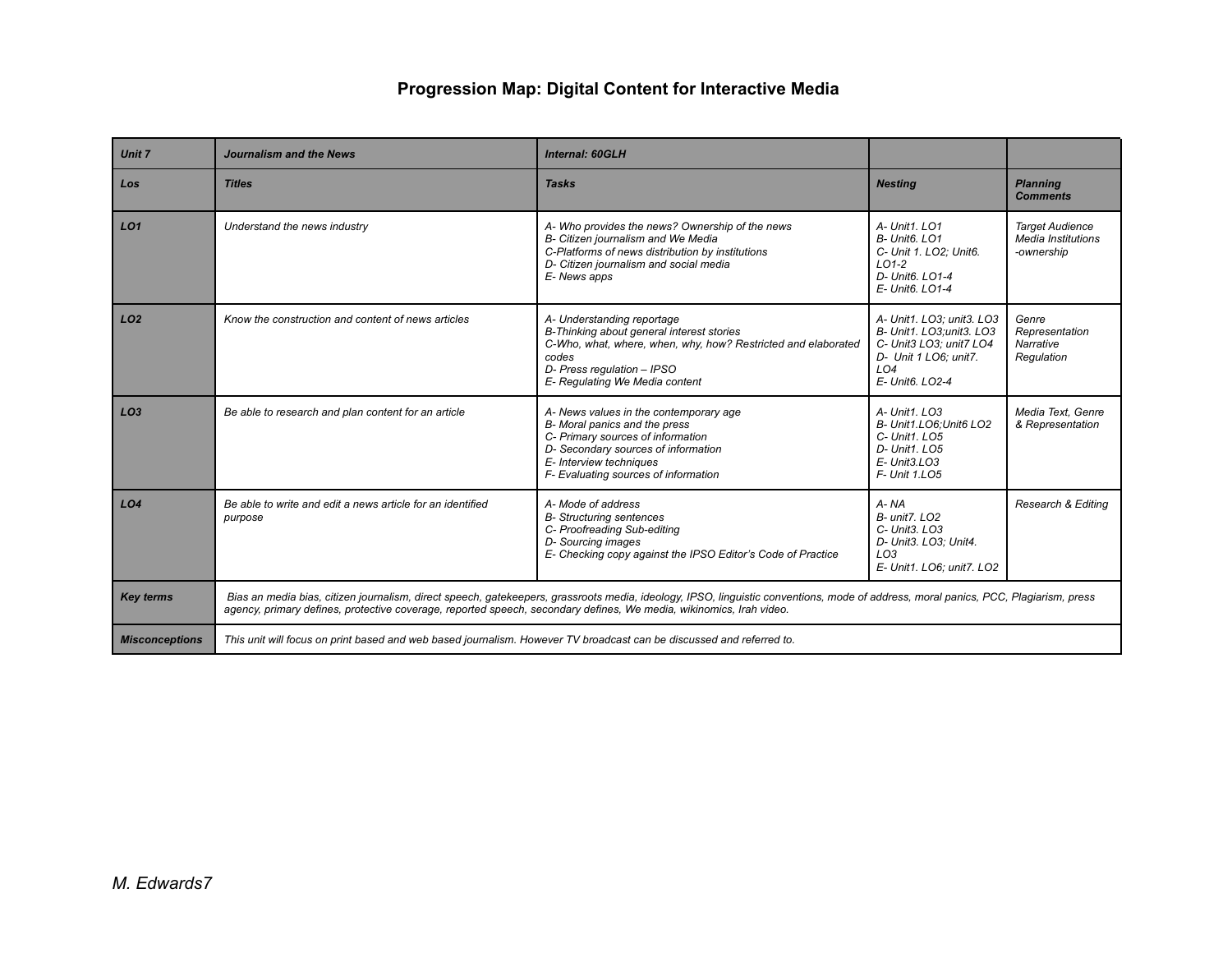# Progression Map: Digital Content for Interactive Media

| *Unit 7* | *Journalism and the News* | *Internal: 60GLH* | | |
|---|---|---|---|---|
| ***Los*** | ***Titles*** | ***Tasks*** | ***Nesting*** | ***Planning Comments*** |
| ***LO1*** | *Understand the news industry* | *A- Who provides the news? Ownership of the news*<br>*B- Citizen journalism and We Media*<br>*C-Platforms of news distribution by institutions*<br>*D- Citizen journalism and social media*<br>*E- News apps* | *A- Unit1. LO1*<br>*B- Unit6. LO1*<br>*C- Unit 1. LO2; Unit6. LO1-2*<br>*D- Unit6. LO1-4*<br>*E- Unit6. LO1-4* | *Target Audience*<br>*Media Institutions*<br>*-ownership* |
| ***LO2*** | *Know the construction and content of news articles* | *A- Understanding reportage*<br>*B-Thinking about general interest stories*<br>*C-Who, what, where, when, why, how? Restricted and elaborated codes*<br>*D- Press regulation – IPSO*<br>*E- Regulating We Media content* | *A- Unit1. LO3; unit3. LO3*<br>*B- Unit1. LO3;unit3. LO3*<br>*C- Unit3 LO3; unit7 LO4*<br>*D- Unit 1 LO6; unit7. LO4*<br>*E- Unit6. LO2-4* | *Genre*<br>*Representation*<br>*Narrative*<br>*Regulation* |
| ***LO3*** | *Be able to research and plan content for an article* | *A- News values in the contemporary age*<br>*B- Moral panics and the press*<br>*C- Primary sources of information*<br>*D- Secondary sources of information*<br>*E- Interview techniques*<br>*F- Evaluating sources of information* | *A- Unit1. LO3*<br>*B- Unit1.LO6;Unit6 LO2*<br>*C- Unit1. LO5*<br>*D- Unit1. LO5*<br>*E- Unit3.LO3*<br>*F- Unit 1.LO5* | *Media Text, Genre & Representation* |
| ***LO4*** | *Be able to write and edit a news article for an identified purpose* | *A- Mode of address*<br>*B- Structuring sentences*<br>*C- Proofreading Sub-editing*<br>*D- Sourcing images*<br>*E- Checking copy against the IPSO Editor's Code of Practice* | *A- NA*<br>*B- unit7. LO2*<br>*C- Unit3. LO3*<br>*D- Unit3. LO3; Unit4. LO3*<br>*E- Unit1. LO6; unit7. LO2* | *Research & Editing* |
| ***Key terms*** | *Bias an media bias, citizen journalism, direct speech, gatekeepers, grassroots media, ideology, IPSO, linguistic conventions, mode of address, moral panics, PCC, Plagiarism, press agency, primary defines, protective coverage, reported speech, secondary defines, We media, wikinomics, Irah video.* | | | |
| ***Misconceptions*** | *This unit will focus on print based and web based journalism. However TV broadcast can be discussed and referred to.* | | | |

*M. Edwards7*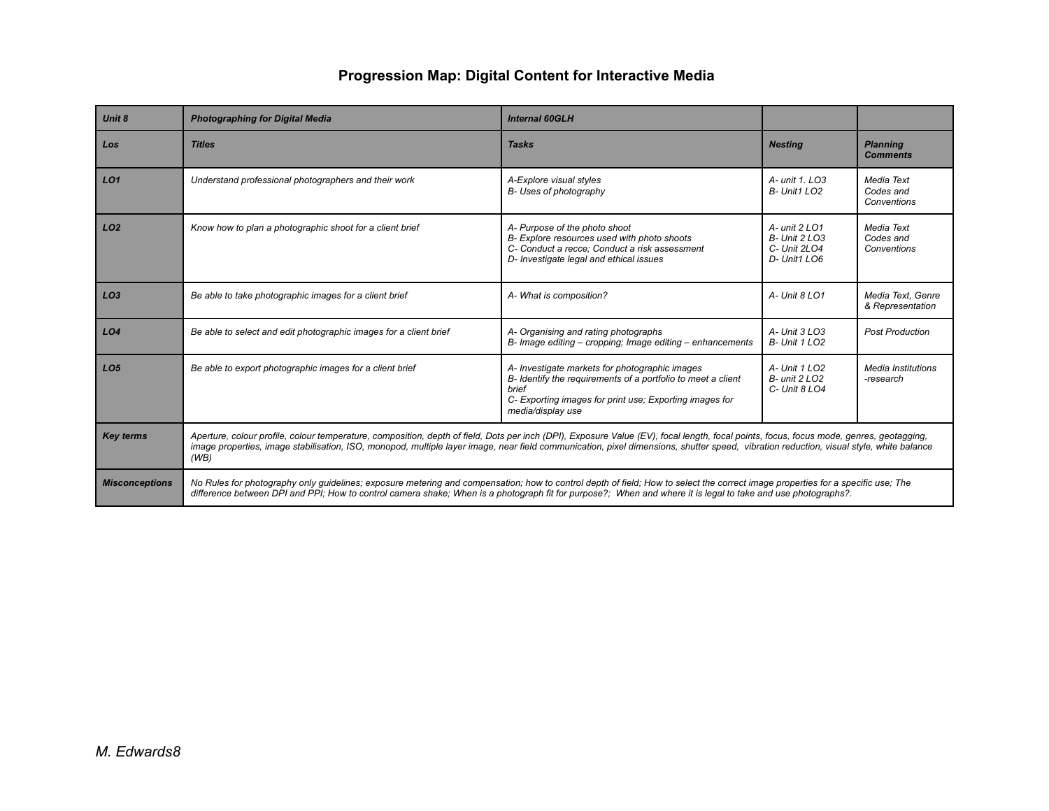# Progression Map: Digital Content for Interactive Media

| *Unit 8* | *Photographing for Digital Media* | *Internal 60GLH* | | |
|---|---|---|---|---|
| ***Los*** | ***Titles*** | ***Tasks*** | ***Nesting*** | ***Planning Comments*** |
| ***LO1*** | *Understand professional photographers and their work* | *A-Explore visual styles*<br>*B- Uses of photography* | *A- unit 1. LO3*<br>*B- Unit1 LO2* | *Media Text Codes and Conventions* |
| ***LO2*** | *Know how to plan a photographic shoot for a client brief* | *A- Purpose of the photo shoot*<br>*B- Explore resources used with photo shoots*<br>*C- Conduct a recce; Conduct a risk assessment*<br>*D- Investigate legal and ethical issues* | *A- unit 2 LO1*<br>*B- Unit 2 LO3*<br>*C- Unit 2LO4*<br>*D- Unit1 LO6* | *Media Text Codes and Conventions* |
| ***LO3*** | *Be able to take photographic images for a client brief* | *A- What is composition?* | *A- Unit 8 LO1* | *Media Text, Genre & Representation* |
| ***LO4*** | *Be able to select and edit photographic images for a client brief* | *A- Organising and rating photographs*<br>*B- Image editing – cropping; Image editing – enhancements* | *A- Unit 3 LO3*<br>*B- Unit 1 LO2* | *Post Production* |
| ***LO5*** | *Be able to export photographic images for a client brief* | *A- Investigate markets for photographic images*<br>*B- Identify the requirements of a portfolio to meet a client brief*<br>*C- Exporting images for print use; Exporting images for media/display use* | *A- Unit 1 LO2*<br>*B- unit 2 LO2*<br>*C- Unit 8 LO4* | *Media Institutions -research* |
| ***Key terms*** | *Aperture, colour profile, colour temperature, composition, depth of field, Dots per inch (DPI), Exposure Value (EV), focal length, focal points, focus, focus mode, genres, geotagging, image properties, image stabilisation, ISO, monopod, multiple layer image, near field communication, pixel dimensions, shutter speed, vibration reduction, visual style, white balance (WB)* | | | |
| ***Misconceptions*** | *No Rules for photography only guidelines; exposure metering and compensation; how to control depth of field; How to select the correct image properties for a specific use; The difference between DPI and PPI; How to control camera shake; When is a photograph fit for purpose?; When and where it is legal to take and use photographs?.* | | | |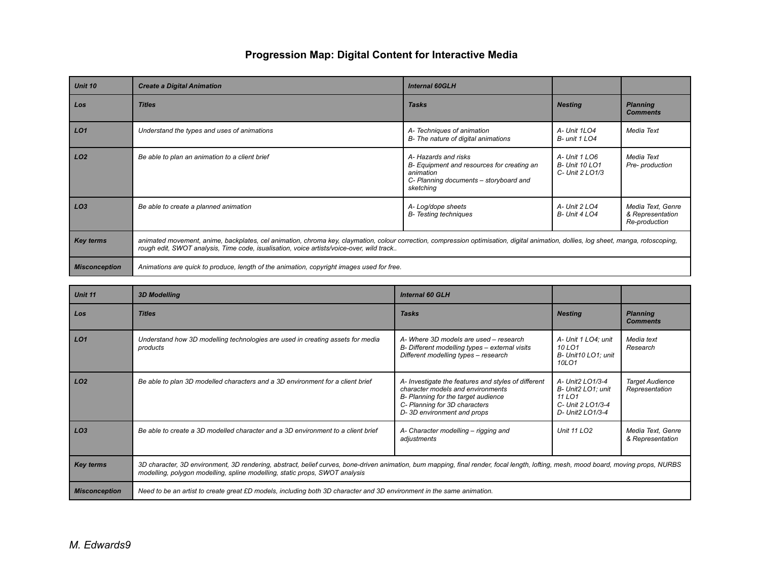# Progression Map: Digital Content for Interactive Media

| *Unit 10* | *Create a Digital Animation* | *Internal 60GLH* | | |
|---|---|---|---|---|
| *Los* | *Titles* | *Tasks* | *Nesting* | *Planning Comments* |
| *LO1* | *Understand the types and uses of animations* | *A- Techniques of animation*<br>*B- The nature of digital animations* | *A- Unit 1LO4*<br>*B- unit 1 LO4* | *Media Text* |
| *LO2* | *Be able to plan an animation to a client brief* | *A- Hazards and risks*<br>*B- Equipment and resources for creating an animation*<br>*C- Planning documents – storyboard and sketching* | *A- Unit 1 LO6*<br>*B- Unit 10 LO1*<br>*C- Unit 2 LO1/3* | *Media Text*<br>*Pre- production* |
| *LO3* | *Be able to create a planned animation* | *A- Log/dope sheets*<br>*B- Testing techniques* | *A- Unit 2 LO4*<br>*B- Unit 4 LO4* | *Media Text, Genre & Representation*<br>*Re-production* |
| *Key terms* | *animated movement, anime, backplates, cel animation, chroma key, claymation, colour correction, compression optimisation, digital animation, dollies, log sheet, manga, rotoscoping, rough edit, SWOT analysis, Time code, isualisation, voice artists/voice-over, wild track..* | | | |
| *Misconception* | *Animations are quick to produce, length of the animation, copyright images used for free.* | | | |

| *Unit 11* | *3D Modelling* | *Internal 60 GLH* | | |
|---|---|---|---|---|
| *Los* | *Titles* | *Tasks* | *Nesting* | *Planning Comments* |
| *LO1* | *Understand how 3D modelling technologies are used in creating assets for media products* | *A- Where 3D models are used – research*<br>*B- Different modelling types – external visits*<br>*Different modelling types – research* | *A- Unit 1 LO4; unit 10 LO1*<br>*B- Unit10 LO1; unit 10LO1* | *Media text*<br>*Research* |
| *LO2* | *Be able to plan 3D modelled characters and a 3D environment for a client brief* | *A- Investigate the features and styles of different character models and environments*<br>*B- Planning for the target audience*<br>*C- Planning for 3D characters*<br>*D- 3D environment and props* | *A- Unit2 LO1/3-4*<br>*B- Unit2 LO1; unit 11 LO1*<br>*C- Unit 2 LO1/3-4*<br>*D- Unit2 LO1/3-4* | *Target Audience*<br>*Representation* |
| *LO3* | *Be able to create a 3D modelled character and a 3D environment to a client brief* | *A- Character modelling – rigging and adjustments* | *Unit 11 LO2* | *Media Text, Genre & Representation* |
| *Key terms* | *3D character, 3D environment, 3D rendering, abstract, belief curves, bone-driven animation, bum mapping, final render, focal length, lofting, mesh, mood board, moving props, NURBS modelling, polygon modelling, spline modelling, static props, SWOT analysis* | | | |
| *Misconception* | *Need to be an artist to create great £D models, including both 3D character and 3D environment in the same animation.* | | | |

*M. Edwards*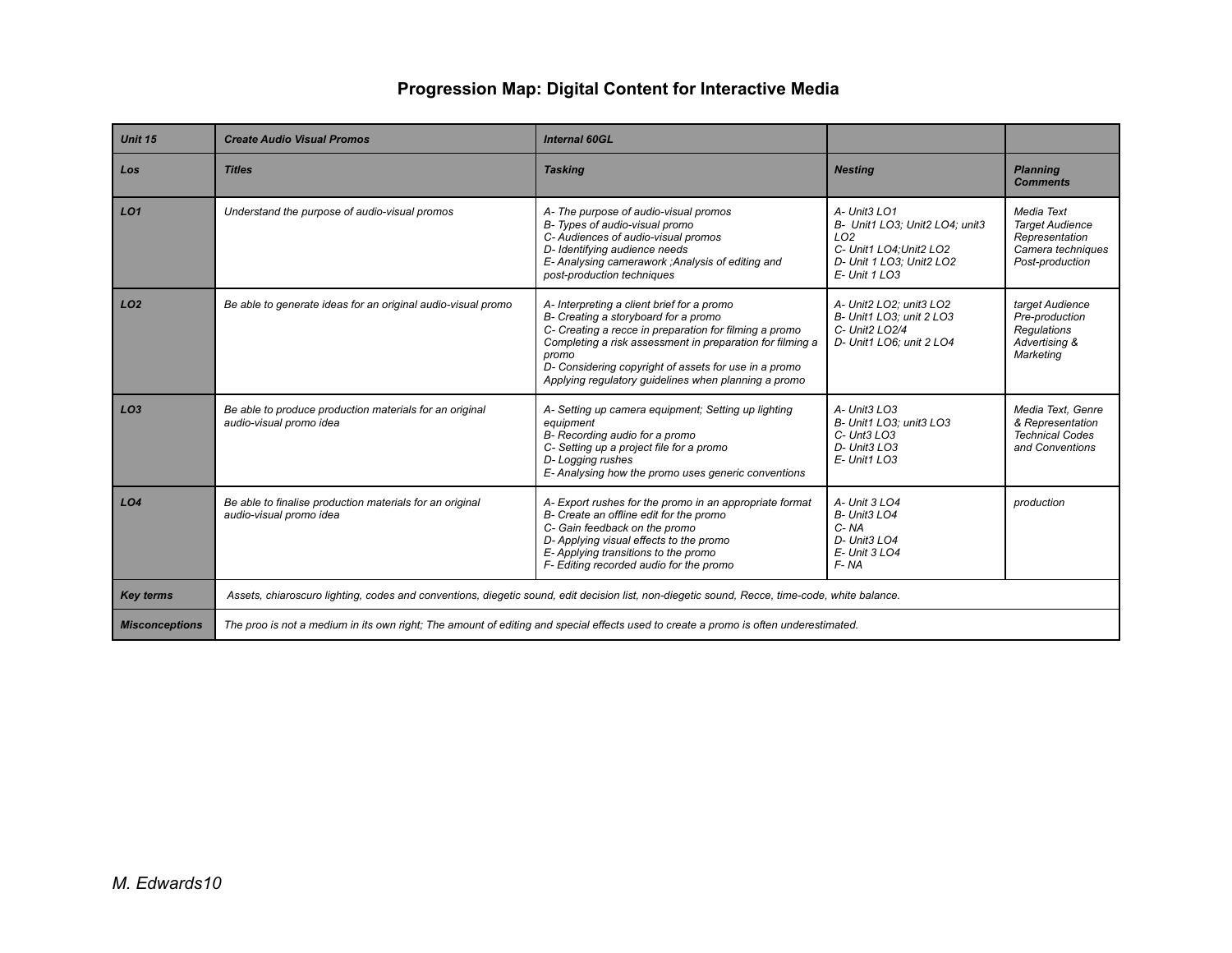# Progression Map: Digital Content for Interactive Media

| *Unit 15* | *Create Audio Visual Promos* | *Internal 60GL* | | |
|---|---|---|---|---|
| ***Los*** | ***Titles*** | ***Tasking*** | ***Nesting*** | ***Planning Comments*** |
| ***LO1*** | *Understand the purpose of audio-visual promos* | *A- The purpose of audio-visual promos*<br>*B- Types of audio-visual promo*<br>*C- Audiences of audio-visual promos*<br>*D- Identifying audience needs*<br>*E- Analysing camerawork ;Analysis of editing and post-production techniques* | *A- Unit3 LO1*<br>*B- Unit1 LO3; Unit2 LO4; unit3 LO2*<br>*C- Unit1 LO4;Unit2 LO2*<br>*D- Unit 1 LO3; Unit2 LO2*<br>*E- Unit 1 LO3* | *Media Text*<br>*Target Audience*<br>*Representation*<br>*Camera techniques*<br>*Post-production* |
| ***LO2*** | *Be able to generate ideas for an original audio-visual promo* | *A- Interpreting a client brief for a promo*<br>*B- Creating a storyboard for a promo*<br>*C- Creating a recce in preparation for filming a promo Completing a risk assessment in preparation for filming a promo*<br>*D- Considering copyright of assets for use in a promo Applying regulatory guidelines when planning a promo* | *A- Unit2 LO2; unit3 LO2*<br>*B- Unit1 LO3; unit 2 LO3*<br>*C- Unit2 LO2/4*<br>*D- Unit1 LO6; unit 2 LO4* | *target Audience*<br>*Pre-production*<br>*Regulations*<br>*Advertising & Marketing* |
| ***LO3*** | *Be able to produce production materials for an original audio-visual promo idea* | *A- Setting up camera equipment; Setting up lighting equipment*<br>*B- Recording audio for a promo*<br>*C- Setting up a project file for a promo*<br>*D- Logging rushes*<br>*E- Analysing how the promo uses generic conventions* | *A- Unit3 LO3*<br>*B- Unit1 LO3; unit3 LO3*<br>*C- Unt3 LO3*<br>*D- Unit3 LO3*<br>*E- Unit1 LO3* | *Media Text, Genre & Representation Technical Codes and Conventions* |
| ***LO4*** | *Be able to finalise production materials for an original audio-visual promo idea* | *A- Export rushes for the promo in an appropriate format*<br>*B- Create an offline edit for the promo*<br>*C- Gain feedback on the promo*<br>*D- Applying visual effects to the promo*<br>*E- Applying transitions to the promo*<br>*F- Editing recorded audio for the promo* | *A- Unit 3 LO4*<br>*B- Unit3 LO4*<br>*C- NA*<br>*D- Unit3 LO4*<br>*E- Unit 3 LO4*<br>*F- NA* | *production* |
| ***Key terms*** | *Assets, chiaroscuro lighting, codes and conventions, diegetic sound, edit decision list, non-diegetic sound, Recce, time-code, white balance.* | | | |
| ***Misconceptions*** | *The proo is not a medium in its own right; The amount of editing and special effects used to create a promo is often underestimated.* | | | |

*M. Edwards*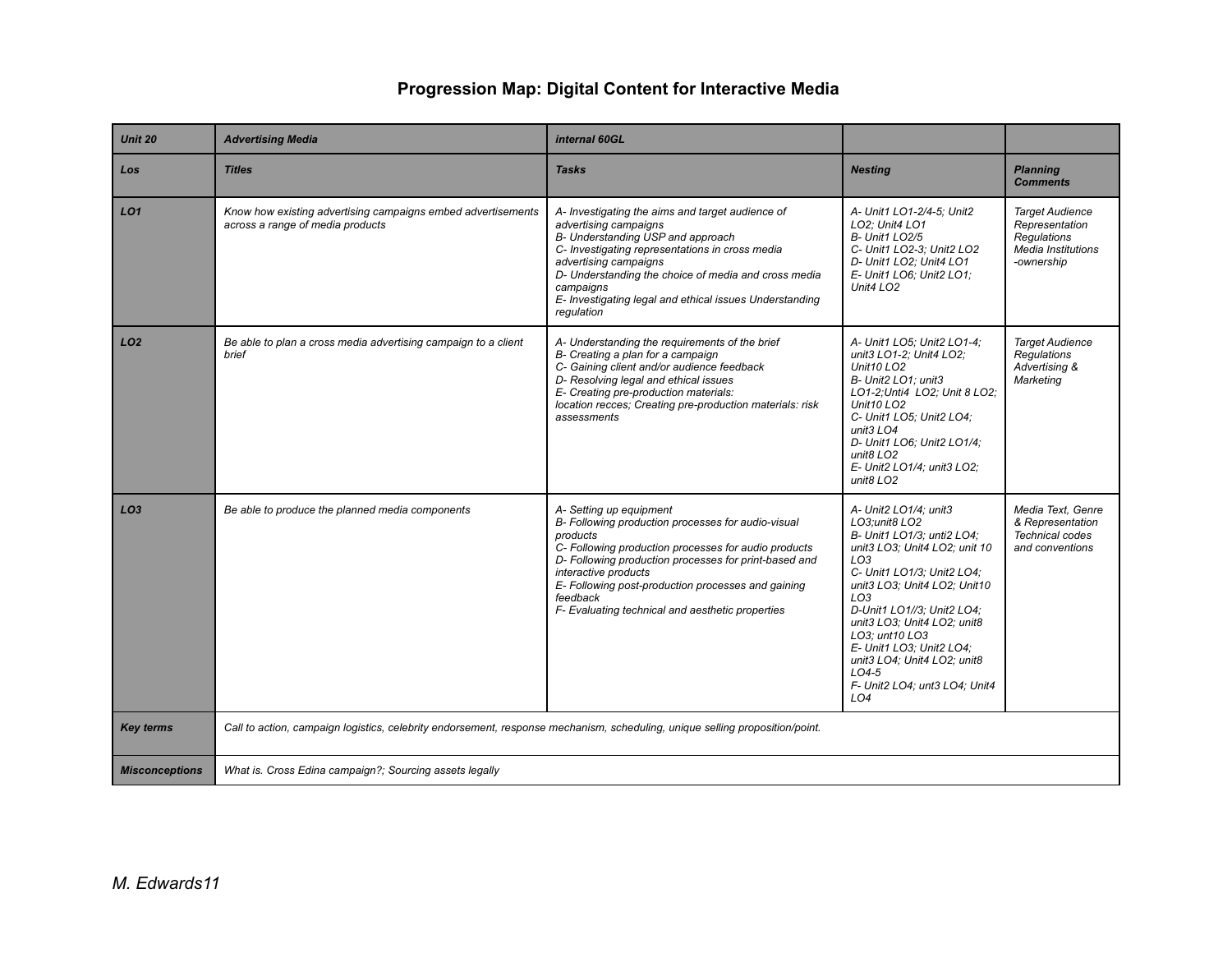# Progression Map: Digital Content for Interactive Media

| *Unit 20* | *Advertising Media* | *internal 60GL* | | |
|---|---|---|---|---|
| ***Los*** | ***Titles*** | ***Tasks*** | ***Nesting*** | ***Planning Comments*** |
| ***LO1*** | *Know how existing advertising campaigns embed advertisements across a range of media products* | *A- Investigating the aims and target audience of advertising campaigns*<br>*B- Understanding USP and approach*<br>*C- Investigating representations in cross media advertising campaigns*<br>*D- Understanding the choice of media and cross media campaigns*<br>*E- Investigating legal and ethical issues Understanding regulation* | *A- Unit1 LO1-2/4-5; Unit2 LO2; Unit4 LO1*<br>*B- Unit1 LO2/5*<br>*C- Unit1 LO2-3; Unit2 LO2*<br>*D- Unit1 LO2; Unit4 LO1*<br>*E- Unit1 LO6; Unit2 LO1; Unit4 LO2* | *Target Audience*<br>*Representation*<br>*Regulations*<br>*Media Institutions -ownership* |
| ***LO2*** | *Be able to plan a cross media advertising campaign to a client brief* | *A- Understanding the requirements of the brief*<br>*B- Creating a plan for a campaign*<br>*C- Gaining client and/or audience feedback*<br>*D- Resolving legal and ethical issues*<br>*E- Creating pre-production materials: location recces; Creating pre-production materials: risk assessments* | *A- Unit1 LO5; Unit2 LO1-4; unit3 LO1-2; Unit4 LO2; Unit10 LO2*<br>*B- Unit2 LO1; unit3 LO1-2;Unti4 LO2; Unit 8 LO2; Unit10 LO2*<br>*C- Unit1 LO5; Unit2 LO4; unit3 LO4*<br>*D- Unit1 LO6; Unit2 LO1/4; unit8 LO2*<br>*E- Unit2 LO1/4; unit3 LO2; unit8 LO2* | *Target Audience*<br>*Regulations*<br>*Advertising & Marketing* |
| ***LO3*** | *Be able to produce the planned media components* | *A- Setting up equipment*<br>*B- Following production processes for audio-visual products*<br>*C- Following production processes for audio products*<br>*D- Following production processes for print-based and interactive products*<br>*E- Following post-production processes and gaining feedback*<br>*F- Evaluating technical and aesthetic properties* | *A- Unit2 LO1/4; unit3 LO3;unit8 LO2*<br>*B- Unit1 LO1/3; unti2 LO4; unit3 LO3; Unit4 LO2; unit 10 LO3*<br>*C- Unit1 LO1/3; Unit2 LO4; unit3 LO3; Unit4 LO2; Unit10 LO3*<br>*D-Unit1 LO1//3; Unit2 LO4; unit3 LO3; Unit4 LO2; unit8 LO3; unt10 LO3*<br>*E- Unit1 LO3; Unit2 LO4; unit3 LO4; Unit4 LO2; unit8 LO4-5*<br>*F- Unit2 LO4; unt3 LO4; Unit4 LO4* | *Media Text, Genre & Representation*<br>*Technical codes and conventions* |
| ***Key terms*** | *Call to action, campaign logistics, celebrity endorsement, response mechanism, scheduling, unique selling proposition/point.* | | | |
| ***Misconceptions*** | *What is. Cross Edina campaign?; Sourcing assets legally* | | | |

*M. Edwards*